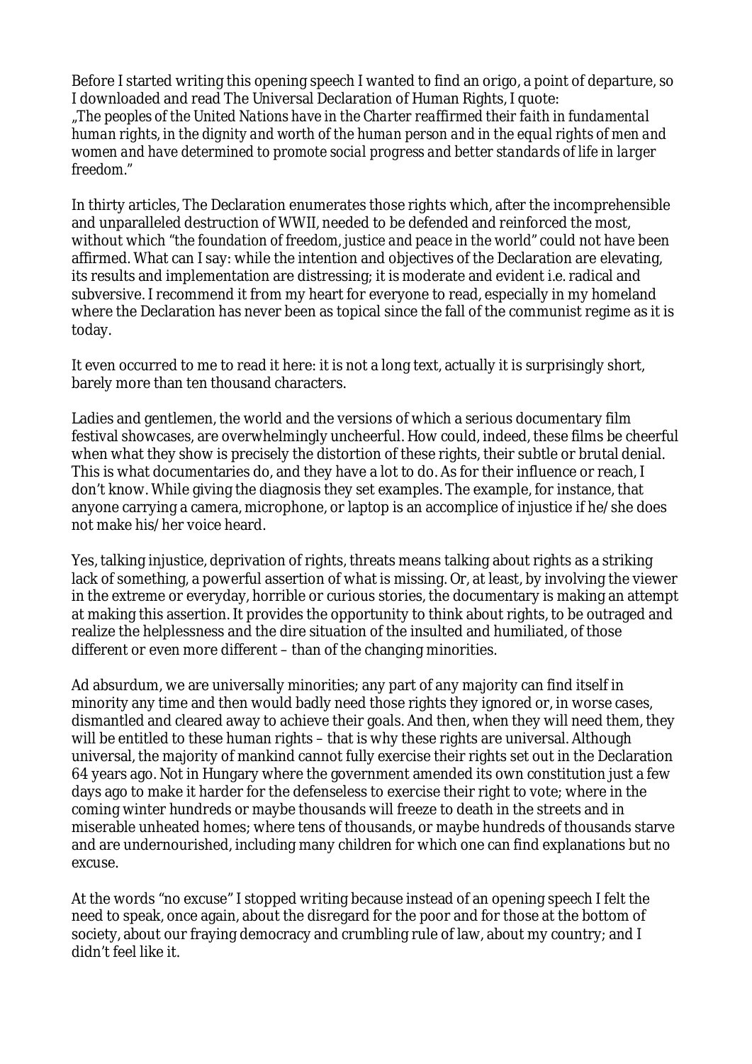Before I started writing this opening speech I wanted to find an origo, a point of departure, so I downloaded and read The Universal Declaration of Human Rights, I quote:
„*The peoples of the United Nations have in the Charter reaffirmed their faith in fundamental human rights, in the dignity and worth of the human person and in the equal rights of men and women and have determined to promote social progress and better standards of life in larger freedom.*"

In thirty articles, The Declaration enumerates those rights which, after the incomprehensible and unparalleled destruction of WWII, needed to be defended and reinforced the most, without which "*the foundation of freedom, justice and peace in the world*" could not have been affirmed. What can I say: while the intention and objectives of the Declaration are elevating, its results and implementation are distressing; it is moderate and evident i.e. radical and subversive. I recommend it from my heart for everyone to read, especially in my homeland where the Declaration has never been as topical since the fall of the communist regime as it is today.

It even occurred to me to read it here: it is not a long text, actually it is surprisingly short, barely more than ten thousand characters.

Ladies and gentlemen, the world and the versions of which a serious documentary film festival showcases, are overwhelmingly uncheerful. How could, indeed, these films be cheerful when what they show is precisely the distortion of these rights, their subtle or brutal denial. This is what documentaries do, and they have a lot to do. As for their influence or reach, I don't know. While giving the diagnosis they set examples. The example, for instance, that anyone carrying a camera, microphone, or laptop is an accomplice of injustice if he/she does not make his/her voice heard.

Yes, talking injustice, deprivation of rights, threats means talking about rights as a striking lack of something, a powerful assertion of what is missing. Or, at least, by involving the viewer in the extreme or everyday, horrible or curious stories, the documentary is making an attempt at making this assertion. It provides the opportunity to think about rights, to be outraged and realize the helplessness and the dire situation of the insulted and humiliated, of those different or even more different – than of the changing minorities.

Ad absurdum, we are universally minorities; any part of any majority can find itself in minority any time and then would badly need those rights they ignored or, in worse cases, dismantled and cleared away to achieve their goals. And then, when they will need them, they will be entitled to these human rights – that is why these rights are universal. Although universal, the majority of mankind cannot fully exercise their rights set out in the Declaration 64 years ago. Not in Hungary where the government amended its own constitution just a few days ago to make it harder for the defenseless to exercise their right to vote; where in the coming winter hundreds or maybe thousands will freeze to death in the streets and in miserable unheated homes; where tens of thousands, or maybe hundreds of thousands starve and are undernourished, including many children for which one can find explanations but no excuse.

At the words "no excuse" I stopped writing because instead of an opening speech I felt the need to speak, once again, about the disregard for the poor and for those at the bottom of society, about our fraying democracy and crumbling rule of law, about my country; and I didn't feel like it.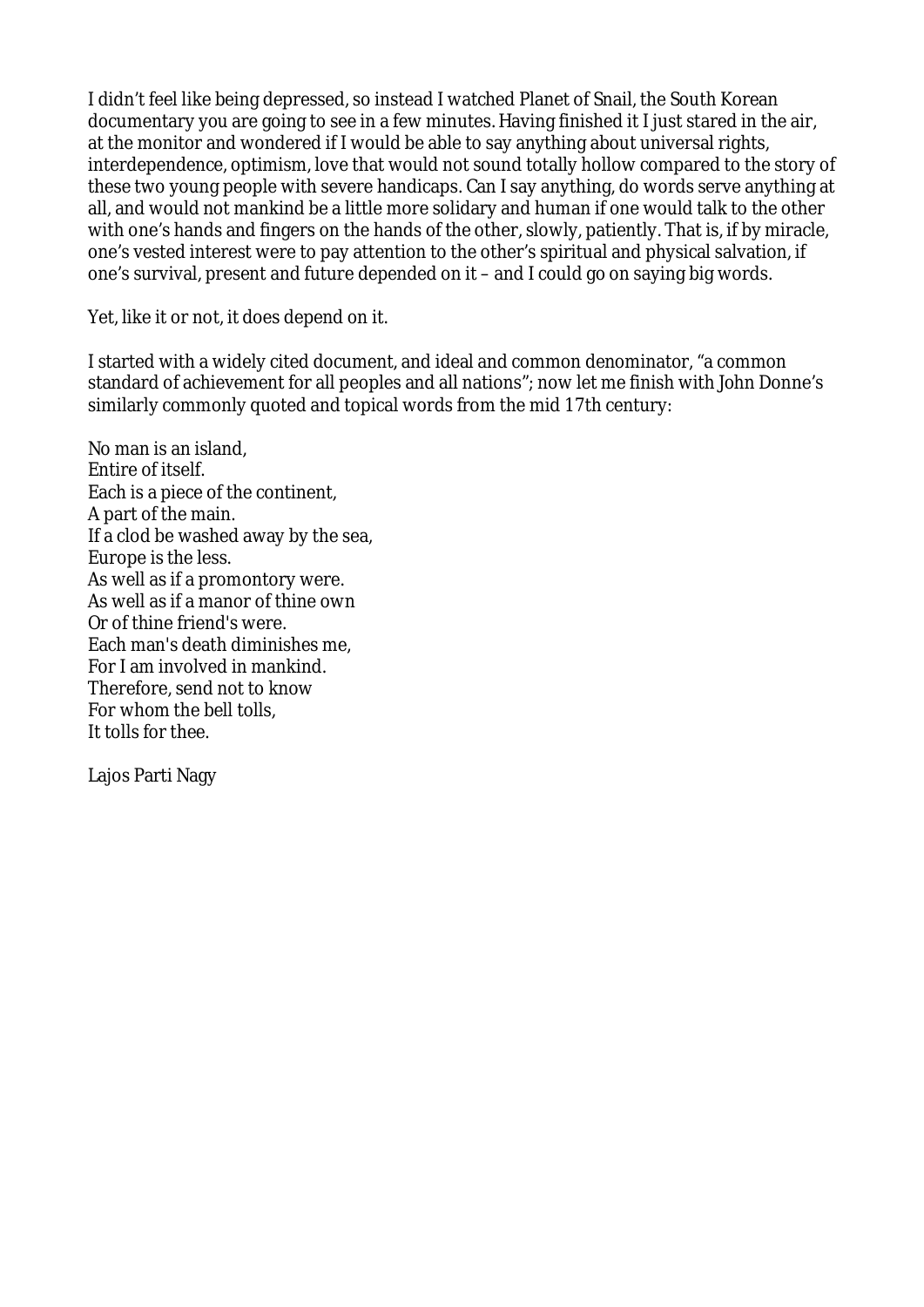I didn't feel like being depressed, so instead I watched Planet of Snail, the South Korean documentary you are going to see in a few minutes. Having finished it I just stared in the air, at the monitor and wondered if I would be able to say anything about universal rights, interdependence, optimism, love that would not sound totally hollow compared to the story of these two young people with severe handicaps. Can I say anything, do words serve anything at all, and would not mankind be a little more solidary and human if one would talk to the other with one's hands and fingers on the hands of the other, slowly, patiently. That is, if by miracle, one's vested interest were to pay attention to the other's spiritual and physical salvation, if one's survival, present and future depended on it – and I could go on saying big words.

Yet, like it or not, it does depend on it.

I started with a widely cited document, and ideal and common denominator, "a common standard of achievement for all peoples and all nations"; now let me finish with John Donne's similarly commonly quoted and topical words from the mid 17th century:

No man is an island,  
Entire of itself.  
Each is a piece of the continent,  
A part of the main.  
If a clod be washed away by the sea,  
Europe is the less.  
As well as if a promontory were.  
As well as if a manor of thine own  
Or of thine friend's were.  
Each man's death diminishes me,  
For I am involved in mankind.  
Therefore, send not to know  
For whom the bell tolls,  
It tolls for thee.

Lajos Parti Nagy